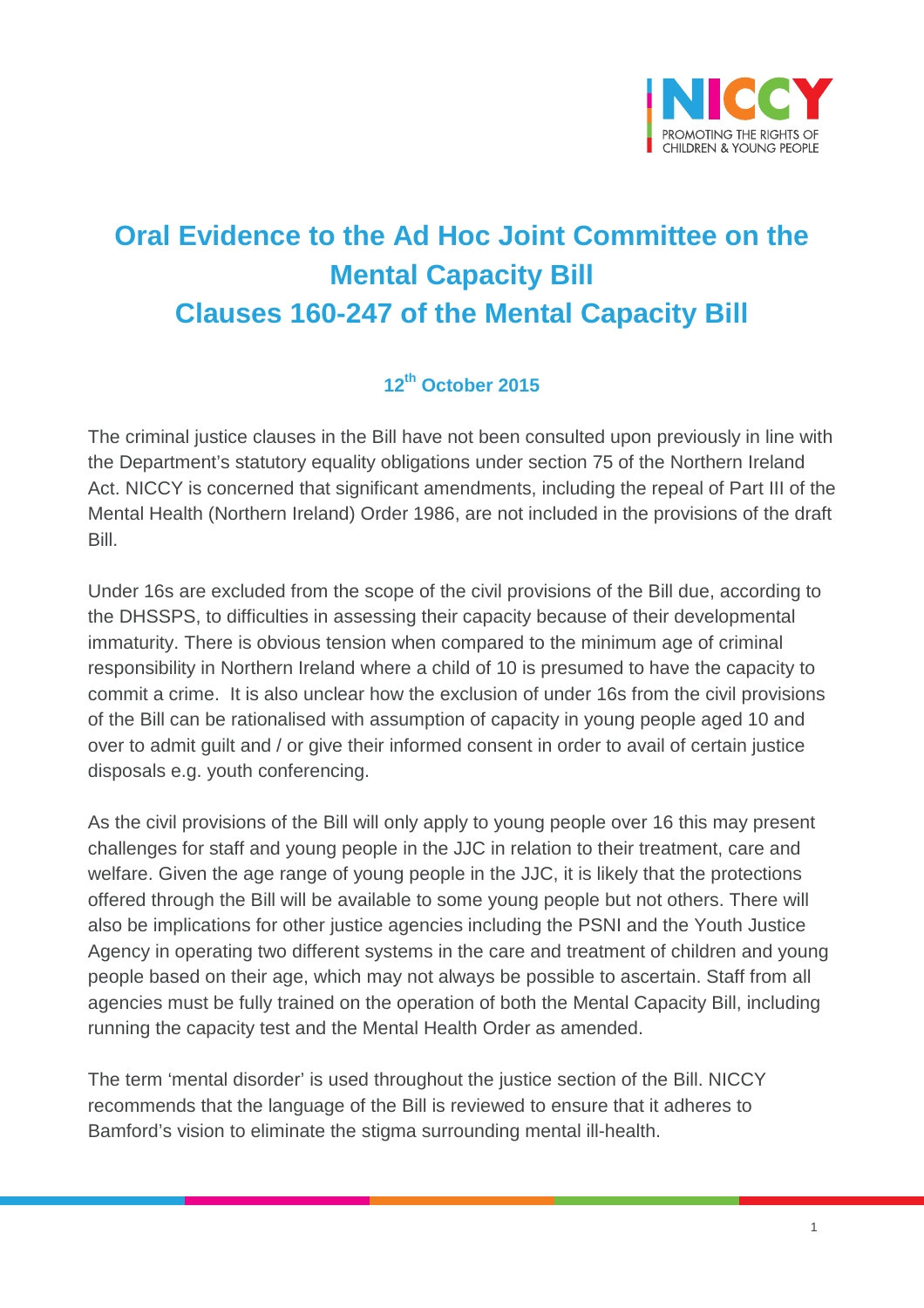# Oral Evidence to the Ad Hoc Joint Committee on the Mental Capacity Bill
# Clauses 160-247 of the Mental Capacity Bill

**12th October 2015**

The criminal justice clauses in the Bill have not been consulted upon previously in line with the Department's statutory equality obligations under section 75 of the Northern Ireland Act. NICCY is concerned that significant amendments, including the repeal of Part III of the Mental Health (Northern Ireland) Order 1986, are not included in the provisions of the draft Bill.

Under 16s are excluded from the scope of the civil provisions of the Bill due, according to the DHSSPS, to difficulties in assessing their capacity because of their developmental immaturity. There is obvious tension when compared to the minimum age of criminal responsibility in Northern Ireland where a child of 10 is presumed to have the capacity to commit a crime. It is also unclear how the exclusion of under 16s from the civil provisions of the Bill can be rationalised with assumption of capacity in young people aged 10 and over to admit guilt and / or give their informed consent in order to avail of certain justice disposals e.g. youth conferencing.

As the civil provisions of the Bill will only apply to young people over 16 this may present challenges for staff and young people in the JJC in relation to their treatment, care and welfare. Given the age range of young people in the JJC, it is likely that the protections offered through the Bill will be available to some young people but not others. There will also be implications for other justice agencies including the PSNI and the Youth Justice Agency in operating two different systems in the care and treatment of children and young people based on their age, which may not always be possible to ascertain. Staff from all agencies must be fully trained on the operation of both the Mental Capacity Bill, including running the capacity test and the Mental Health Order as amended.

The term 'mental disorder' is used throughout the justice section of the Bill. NICCY recommends that the language of the Bill is reviewed to ensure that it adheres to Bamford's vision to eliminate the stigma surrounding mental ill-health.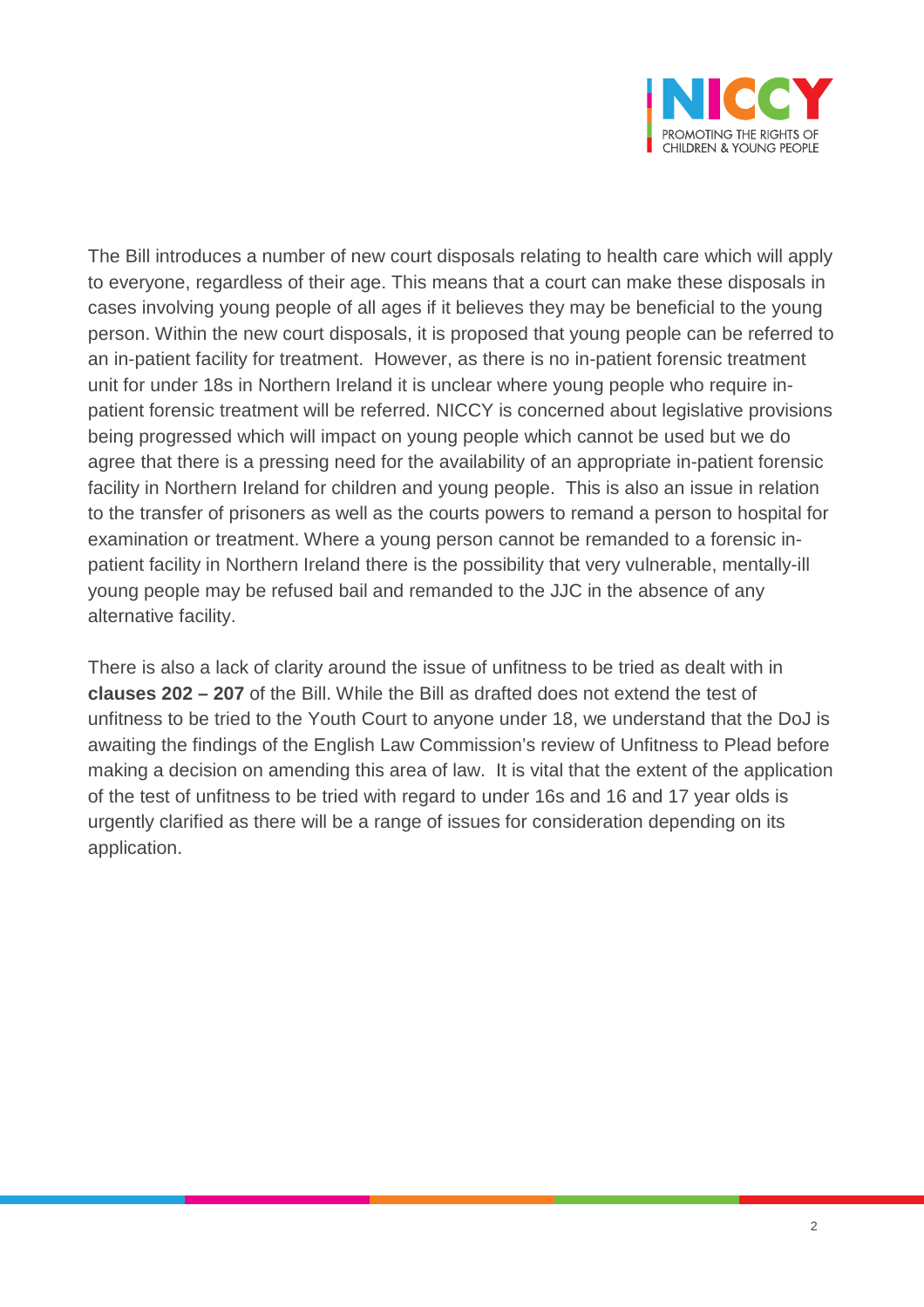The Bill introduces a number of new court disposals relating to health care which will apply to everyone, regardless of their age. This means that a court can make these disposals in cases involving young people of all ages if it believes they may be beneficial to the young person. Within the new court disposals, it is proposed that young people can be referred to an in-patient facility for treatment. However, as there is no in-patient forensic treatment unit for under 18s in Northern Ireland it is unclear where young people who require in-patient forensic treatment will be referred. NICCY is concerned about legislative provisions being progressed which will impact on young people which cannot be used but we do agree that there is a pressing need for the availability of an appropriate in-patient forensic facility in Northern Ireland for children and young people. This is also an issue in relation to the transfer of prisoners as well as the courts powers to remand a person to hospital for examination or treatment. Where a young person cannot be remanded to a forensic in-patient facility in Northern Ireland there is the possibility that very vulnerable, mentally-ill young people may be refused bail and remanded to the JJC in the absence of any alternative facility.

There is also a lack of clarity around the issue of unfitness to be tried as dealt with in **clauses 202 – 207** of the Bill. While the Bill as drafted does not extend the test of unfitness to be tried to the Youth Court to anyone under 18, we understand that the DoJ is awaiting the findings of the English Law Commission's review of Unfitness to Plead before making a decision on amending this area of law. It is vital that the extent of the application of the test of unfitness to be tried with regard to under 16s and 16 and 17 year olds is urgently clarified as there will be a range of issues for consideration depending on its application.